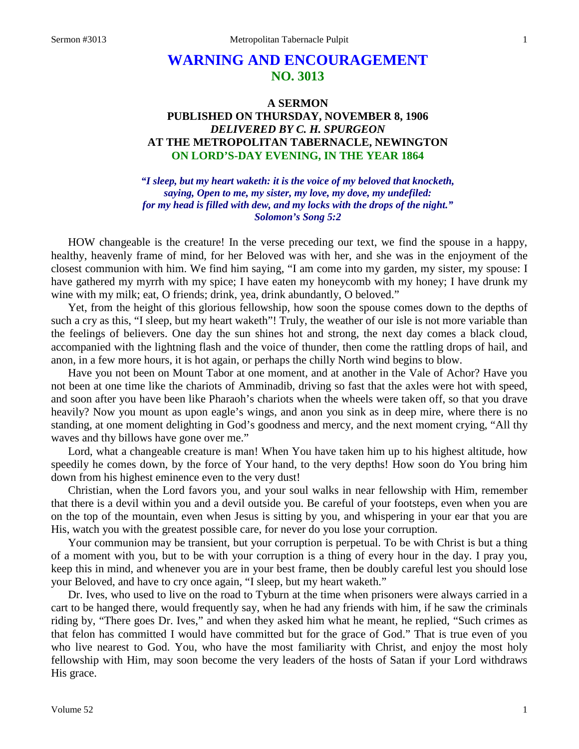# WARNING AND ENCOURAGEMENT
## NO. 3013

### A SERMON
### PUBLISHED ON THURSDAY, NOVEMBER 8, 1906
### *DELIVERED BY C. H. SPURGEON*
### AT THE METROPOLITAN TABERNACLE, NEWINGTON
### ON LORD'S-DAY EVENING, IN THE YEAR 1864

***"I sleep, but my heart waketh: it is the voice of my beloved that knocketh, saying, Open to me, my sister, my love, my dove, my undefiled: for my head is filled with dew, and my locks with the drops of the night." Solomon's Song 5:2***

HOW changeable is the creature! In the verse preceding our text, we find the spouse in a happy, healthy, heavenly frame of mind, for her Beloved was with her, and she was in the enjoyment of the closest communion with him. We find him saying, "I am come into my garden, my sister, my spouse: I have gathered my myrrh with my spice; I have eaten my honeycomb with my honey; I have drunk my wine with my milk; eat, O friends; drink, yea, drink abundantly, O beloved."

Yet, from the height of this glorious fellowship, how soon the spouse comes down to the depths of such a cry as this, "I sleep, but my heart waketh"! Truly, the weather of our isle is not more variable than the feelings of believers. One day the sun shines hot and strong, the next day comes a black cloud, accompanied with the lightning flash and the voice of thunder, then come the rattling drops of hail, and anon, in a few more hours, it is hot again, or perhaps the chilly North wind begins to blow.

Have you not been on Mount Tabor at one moment, and at another in the Vale of Achor? Have you not been at one time like the chariots of Amminadib, driving so fast that the axles were hot with speed, and soon after you have been like Pharaoh's chariots when the wheels were taken off, so that you drave heavily? Now you mount as upon eagle's wings, and anon you sink as in deep mire, where there is no standing, at one moment delighting in God's goodness and mercy, and the next moment crying, "All thy waves and thy billows have gone over me."

Lord, what a changeable creature is man! When You have taken him up to his highest altitude, how speedily he comes down, by the force of Your hand, to the very depths! How soon do You bring him down from his highest eminence even to the very dust!

Christian, when the Lord favors you, and your soul walks in near fellowship with Him, remember that there is a devil within you and a devil outside you. Be careful of your footsteps, even when you are on the top of the mountain, even when Jesus is sitting by you, and whispering in your ear that you are His, watch you with the greatest possible care, for never do you lose your corruption.

Your communion may be transient, but your corruption is perpetual. To be with Christ is but a thing of a moment with you, but to be with your corruption is a thing of every hour in the day. I pray you, keep this in mind, and whenever you are in your best frame, then be doubly careful lest you should lose your Beloved, and have to cry once again, "I sleep, but my heart waketh."

Dr. Ives, who used to live on the road to Tyburn at the time when prisoners were always carried in a cart to be hanged there, would frequently say, when he had any friends with him, if he saw the criminals riding by, "There goes Dr. Ives," and when they asked him what he meant, he replied, "Such crimes as that felon has committed I would have committed but for the grace of God." That is true even of you who live nearest to God. You, who have the most familiarity with Christ, and enjoy the most holy fellowship with Him, may soon become the very leaders of the hosts of Satan if your Lord withdraws His grace.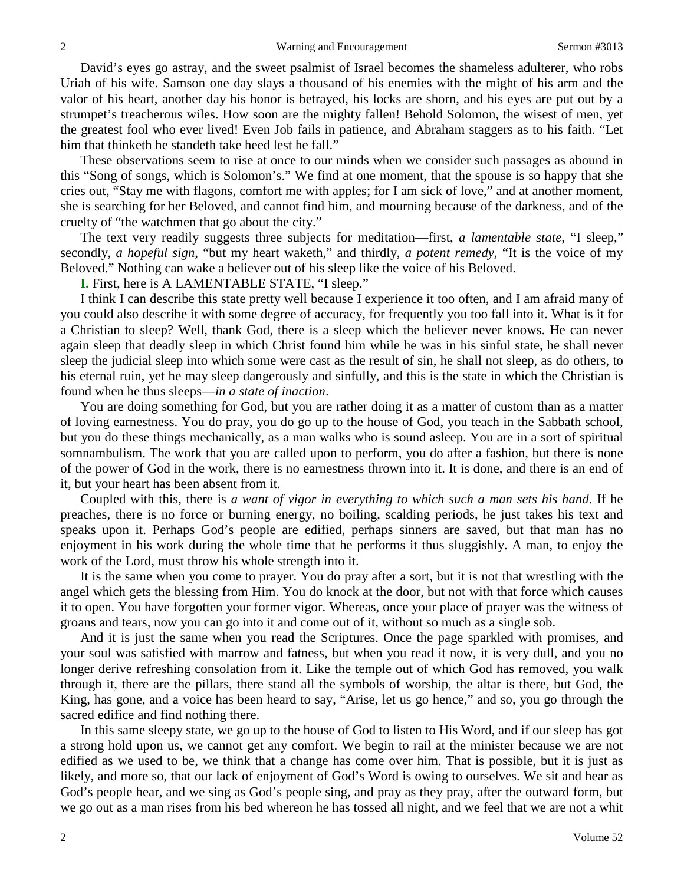David's eyes go astray, and the sweet psalmist of Israel becomes the shameless adulterer, who robs Uriah of his wife. Samson one day slays a thousand of his enemies with the might of his arm and the valor of his heart, another day his honor is betrayed, his locks are shorn, and his eyes are put out by a strumpet's treacherous wiles. How soon are the mighty fallen! Behold Solomon, the wisest of men, yet the greatest fool who ever lived! Even Job fails in patience, and Abraham staggers as to his faith. "Let him that thinketh he standeth take heed lest he fall."

These observations seem to rise at once to our minds when we consider such passages as abound in this "Song of songs, which is Solomon's." We find at one moment, that the spouse is so happy that she cries out, "Stay me with flagons, comfort me with apples; for I am sick of love," and at another moment, she is searching for her Beloved, and cannot find him, and mourning because of the darkness, and of the cruelty of "the watchmen that go about the city."

The text very readily suggests three subjects for meditation—first, *a lamentable state,* "I sleep," secondly, *a hopeful sign*, "but my heart waketh," and thirdly, *a potent remedy,* "It is the voice of my Beloved." Nothing can wake a believer out of his sleep like the voice of his Beloved.

**I.** First, here is A LAMENTABLE STATE, "I sleep."

I think I can describe this state pretty well because I experience it too often, and I am afraid many of you could also describe it with some degree of accuracy, for frequently you too fall into it. What is it for a Christian to sleep? Well, thank God, there is a sleep which the believer never knows. He can never again sleep that deadly sleep in which Christ found him while he was in his sinful state, he shall never sleep the judicial sleep into which some were cast as the result of sin, he shall not sleep, as do others, to his eternal ruin, yet he may sleep dangerously and sinfully, and this is the state in which the Christian is found when he thus sleeps—*in a state of inaction*.

You are doing something for God, but you are rather doing it as a matter of custom than as a matter of loving earnestness. You do pray, you do go up to the house of God, you teach in the Sabbath school, but you do these things mechanically, as a man walks who is sound asleep. You are in a sort of spiritual somnambulism. The work that you are called upon to perform, you do after a fashion, but there is none of the power of God in the work, there is no earnestness thrown into it. It is done, and there is an end of it, but your heart has been absent from it.

Coupled with this, there is *a want of vigor in everything to which such a man sets his hand*. If he preaches, there is no force or burning energy, no boiling, scalding periods, he just takes his text and speaks upon it. Perhaps God's people are edified, perhaps sinners are saved, but that man has no enjoyment in his work during the whole time that he performs it thus sluggishly. A man, to enjoy the work of the Lord, must throw his whole strength into it.

It is the same when you come to prayer. You do pray after a sort, but it is not that wrestling with the angel which gets the blessing from Him. You do knock at the door, but not with that force which causes it to open. You have forgotten your former vigor. Whereas, once your place of prayer was the witness of groans and tears, now you can go into it and come out of it, without so much as a single sob.

And it is just the same when you read the Scriptures. Once the page sparkled with promises, and your soul was satisfied with marrow and fatness, but when you read it now, it is very dull, and you no longer derive refreshing consolation from it. Like the temple out of which God has removed, you walk through it, there are the pillars, there stand all the symbols of worship, the altar is there, but God, the King, has gone, and a voice has been heard to say, "Arise, let us go hence," and so, you go through the sacred edifice and find nothing there.

In this same sleepy state, we go up to the house of God to listen to His Word, and if our sleep has got a strong hold upon us, we cannot get any comfort. We begin to rail at the minister because we are not edified as we used to be, we think that a change has come over him. That is possible, but it is just as likely, and more so, that our lack of enjoyment of God's Word is owing to ourselves. We sit and hear as God's people hear, and we sing as God's people sing, and pray as they pray, after the outward form, but we go out as a man rises from his bed whereon he has tossed all night, and we feel that we are not a whit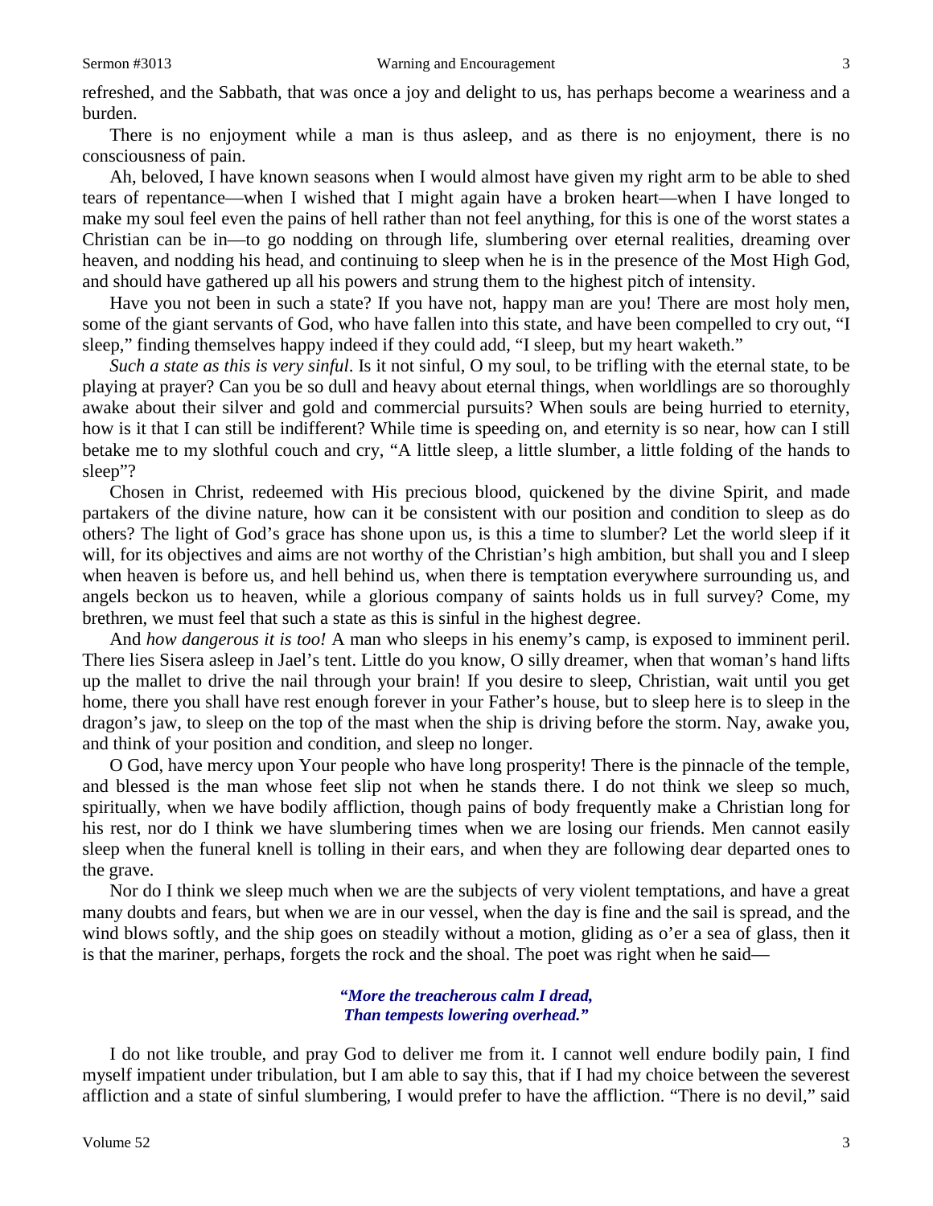refreshed, and the Sabbath, that was once a joy and delight to us, has perhaps become a weariness and a burden.

There is no enjoyment while a man is thus asleep, and as there is no enjoyment, there is no consciousness of pain.

Ah, beloved, I have known seasons when I would almost have given my right arm to be able to shed tears of repentance—when I wished that I might again have a broken heart—when I have longed to make my soul feel even the pains of hell rather than not feel anything, for this is one of the worst states a Christian can be in—to go nodding on through life, slumbering over eternal realities, dreaming over heaven, and nodding his head, and continuing to sleep when he is in the presence of the Most High God, and should have gathered up all his powers and strung them to the highest pitch of intensity.

Have you not been in such a state? If you have not, happy man are you! There are most holy men, some of the giant servants of God, who have fallen into this state, and have been compelled to cry out, "I sleep," finding themselves happy indeed if they could add, "I sleep, but my heart waketh."

*Such a state as this is very sinful*. Is it not sinful, O my soul, to be trifling with the eternal state, to be playing at prayer? Can you be so dull and heavy about eternal things, when worldlings are so thoroughly awake about their silver and gold and commercial pursuits? When souls are being hurried to eternity, how is it that I can still be indifferent? While time is speeding on, and eternity is so near, how can I still betake me to my slothful couch and cry, "A little sleep, a little slumber, a little folding of the hands to sleep"?

Chosen in Christ, redeemed with His precious blood, quickened by the divine Spirit, and made partakers of the divine nature, how can it be consistent with our position and condition to sleep as do others? The light of God's grace has shone upon us, is this a time to slumber? Let the world sleep if it will, for its objectives and aims are not worthy of the Christian's high ambition, but shall you and I sleep when heaven is before us, and hell behind us, when there is temptation everywhere surrounding us, and angels beckon us to heaven, while a glorious company of saints holds us in full survey? Come, my brethren, we must feel that such a state as this is sinful in the highest degree.

And *how dangerous it is too!* A man who sleeps in his enemy's camp, is exposed to imminent peril. There lies Sisera asleep in Jael's tent. Little do you know, O silly dreamer, when that woman's hand lifts up the mallet to drive the nail through your brain! If you desire to sleep, Christian, wait until you get home, there you shall have rest enough forever in your Father's house, but to sleep here is to sleep in the dragon's jaw, to sleep on the top of the mast when the ship is driving before the storm. Nay, awake you, and think of your position and condition, and sleep no longer.

O God, have mercy upon Your people who have long prosperity! There is the pinnacle of the temple, and blessed is the man whose feet slip not when he stands there. I do not think we sleep so much, spiritually, when we have bodily affliction, though pains of body frequently make a Christian long for his rest, nor do I think we have slumbering times when we are losing our friends. Men cannot easily sleep when the funeral knell is tolling in their ears, and when they are following dear departed ones to the grave.

Nor do I think we sleep much when we are the subjects of very violent temptations, and have a great many doubts and fears, but when we are in our vessel, when the day is fine and the sail is spread, and the wind blows softly, and the ship goes on steadily without a motion, gliding as o'er a sea of glass, then it is that the mariner, perhaps, forgets the rock and the shoal. The poet was right when he said—

> ***"More the treacherous calm I dread,***
> ***Than tempests lowering overhead."***

I do not like trouble, and pray God to deliver me from it. I cannot well endure bodily pain, I find myself impatient under tribulation, but I am able to say this, that if I had my choice between the severest affliction and a state of sinful slumbering, I would prefer to have the affliction. "There is no devil," said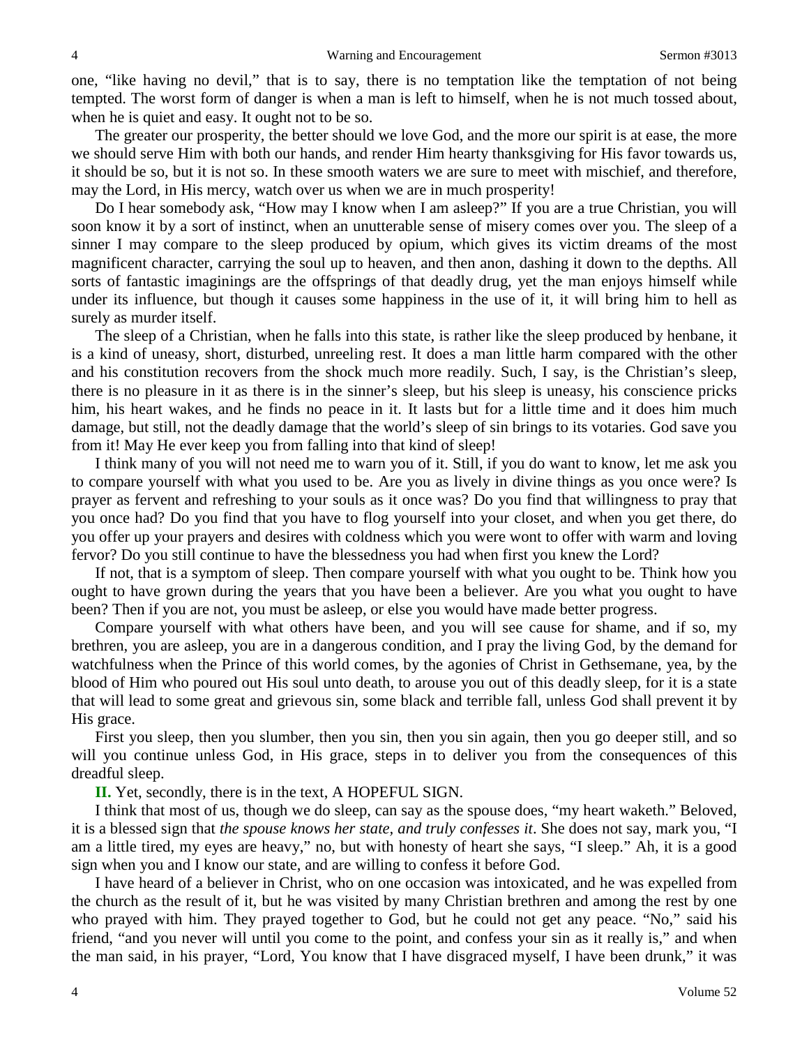one, "like having no devil," that is to say, there is no temptation like the temptation of not being tempted. The worst form of danger is when a man is left to himself, when he is not much tossed about, when he is quiet and easy. It ought not to be so.

The greater our prosperity, the better should we love God, and the more our spirit is at ease, the more we should serve Him with both our hands, and render Him hearty thanksgiving for His favor towards us, it should be so, but it is not so. In these smooth waters we are sure to meet with mischief, and therefore, may the Lord, in His mercy, watch over us when we are in much prosperity!

Do I hear somebody ask, "How may I know when I am asleep?" If you are a true Christian, you will soon know it by a sort of instinct, when an unutterable sense of misery comes over you. The sleep of a sinner I may compare to the sleep produced by opium, which gives its victim dreams of the most magnificent character, carrying the soul up to heaven, and then anon, dashing it down to the depths. All sorts of fantastic imaginings are the offsprings of that deadly drug, yet the man enjoys himself while under its influence, but though it causes some happiness in the use of it, it will bring him to hell as surely as murder itself.

The sleep of a Christian, when he falls into this state, is rather like the sleep produced by henbane, it is a kind of uneasy, short, disturbed, unreeling rest. It does a man little harm compared with the other and his constitution recovers from the shock much more readily. Such, I say, is the Christian's sleep, there is no pleasure in it as there is in the sinner's sleep, but his sleep is uneasy, his conscience pricks him, his heart wakes, and he finds no peace in it. It lasts but for a little time and it does him much damage, but still, not the deadly damage that the world's sleep of sin brings to its votaries. God save you from it! May He ever keep you from falling into that kind of sleep!

I think many of you will not need me to warn you of it. Still, if you do want to know, let me ask you to compare yourself with what you used to be. Are you as lively in divine things as you once were? Is prayer as fervent and refreshing to your souls as it once was? Do you find that willingness to pray that you once had? Do you find that you have to flog yourself into your closet, and when you get there, do you offer up your prayers and desires with coldness which you were wont to offer with warm and loving fervor? Do you still continue to have the blessedness you had when first you knew the Lord?

If not, that is a symptom of sleep. Then compare yourself with what you ought to be. Think how you ought to have grown during the years that you have been a believer. Are you what you ought to have been? Then if you are not, you must be asleep, or else you would have made better progress.

Compare yourself with what others have been, and you will see cause for shame, and if so, my brethren, you are asleep, you are in a dangerous condition, and I pray the living God, by the demand for watchfulness when the Prince of this world comes, by the agonies of Christ in Gethsemane, yea, by the blood of Him who poured out His soul unto death, to arouse you out of this deadly sleep, for it is a state that will lead to some great and grievous sin, some black and terrible fall, unless God shall prevent it by His grace.

First you sleep, then you slumber, then you sin, then you sin again, then you go deeper still, and so will you continue unless God, in His grace, steps in to deliver you from the consequences of this dreadful sleep.

**II.** Yet, secondly, there is in the text, A HOPEFUL SIGN.

I think that most of us, though we do sleep, can say as the spouse does, "my heart waketh." Beloved, it is a blessed sign that *the spouse knows her state, and truly confesses it*. She does not say, mark you, "I am a little tired, my eyes are heavy," no, but with honesty of heart she says, "I sleep." Ah, it is a good sign when you and I know our state, and are willing to confess it before God.

I have heard of a believer in Christ, who on one occasion was intoxicated, and he was expelled from the church as the result of it, but he was visited by many Christian brethren and among the rest by one who prayed with him. They prayed together to God, but he could not get any peace. "No," said his friend, "and you never will until you come to the point, and confess your sin as it really is," and when the man said, in his prayer, "Lord, You know that I have disgraced myself, I have been drunk," it was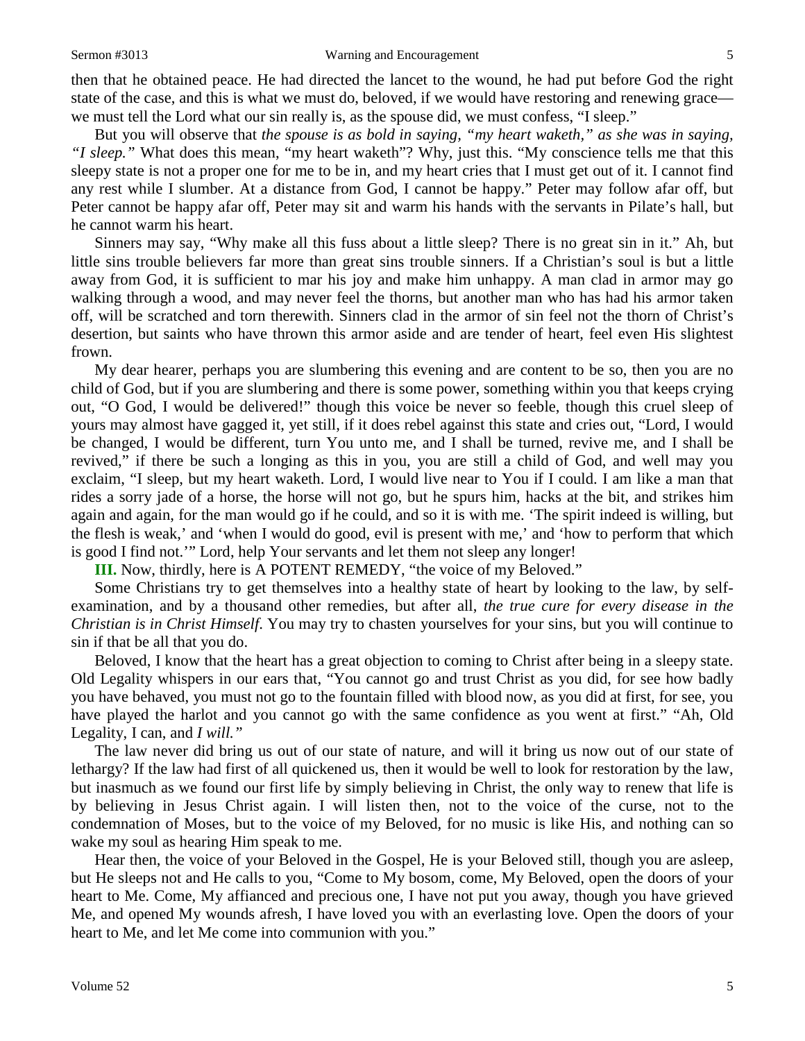then that he obtained peace. He had directed the lancet to the wound, he had put before God the right state of the case, and this is what we must do, beloved, if we would have restoring and renewing grace—we must tell the Lord what our sin really is, as the spouse did, we must confess, "I sleep."

But you will observe that *the spouse is as bold in saying, "my heart waketh," as she was in saying, "I sleep."* What does this mean, "my heart waketh"? Why, just this. "My conscience tells me that this sleepy state is not a proper one for me to be in, and my heart cries that I must get out of it. I cannot find any rest while I slumber. At a distance from God, I cannot be happy." Peter may follow afar off, but Peter cannot be happy afar off, Peter may sit and warm his hands with the servants in Pilate's hall, but he cannot warm his heart.

Sinners may say, "Why make all this fuss about a little sleep? There is no great sin in it." Ah, but little sins trouble believers far more than great sins trouble sinners. If a Christian's soul is but a little away from God, it is sufficient to mar his joy and make him unhappy. A man clad in armor may go walking through a wood, and may never feel the thorns, but another man who has had his armor taken off, will be scratched and torn therewith. Sinners clad in the armor of sin feel not the thorn of Christ's desertion, but saints who have thrown this armor aside and are tender of heart, feel even His slightest frown.

My dear hearer, perhaps you are slumbering this evening and are content to be so, then you are no child of God, but if you are slumbering and there is some power, something within you that keeps crying out, "O God, I would be delivered!" though this voice be never so feeble, though this cruel sleep of yours may almost have gagged it, yet still, if it does rebel against this state and cries out, "Lord, I would be changed, I would be different, turn You unto me, and I shall be turned, revive me, and I shall be revived," if there be such a longing as this in you, you are still a child of God, and well may you exclaim, "I sleep, but my heart waketh. Lord, I would live near to You if I could. I am like a man that rides a sorry jade of a horse, the horse will not go, but he spurs him, hacks at the bit, and strikes him again and again, for the man would go if he could, and so it is with me. 'The spirit indeed is willing, but the flesh is weak,' and 'when I would do good, evil is present with me,' and 'how to perform that which is good I find not.'" Lord, help Your servants and let them not sleep any longer!

**III.** Now, thirdly, here is A POTENT REMEDY, "the voice of my Beloved."

Some Christians try to get themselves into a healthy state of heart by looking to the law, by self-examination, and by a thousand other remedies, but after all, *the true cure for every disease in the Christian is in Christ Himself*. You may try to chasten yourselves for your sins, but you will continue to sin if that be all that you do.

Beloved, I know that the heart has a great objection to coming to Christ after being in a sleepy state. Old Legality whispers in our ears that, "You cannot go and trust Christ as you did, for see how badly you have behaved, you must not go to the fountain filled with blood now, as you did at first, for see, you have played the harlot and you cannot go with the same confidence as you went at first." "Ah, Old Legality, I can, and *I will."*

The law never did bring us out of our state of nature, and will it bring us now out of our state of lethargy? If the law had first of all quickened us, then it would be well to look for restoration by the law, but inasmuch as we found our first life by simply believing in Christ, the only way to renew that life is by believing in Jesus Christ again. I will listen then, not to the voice of the curse, not to the condemnation of Moses, but to the voice of my Beloved, for no music is like His, and nothing can so wake my soul as hearing Him speak to me.

Hear then, the voice of your Beloved in the Gospel, He is your Beloved still, though you are asleep, but He sleeps not and He calls to you, "Come to My bosom, come, My Beloved, open the doors of your heart to Me. Come, My affianced and precious one, I have not put you away, though you have grieved Me, and opened My wounds afresh, I have loved you with an everlasting love. Open the doors of your heart to Me, and let Me come into communion with you."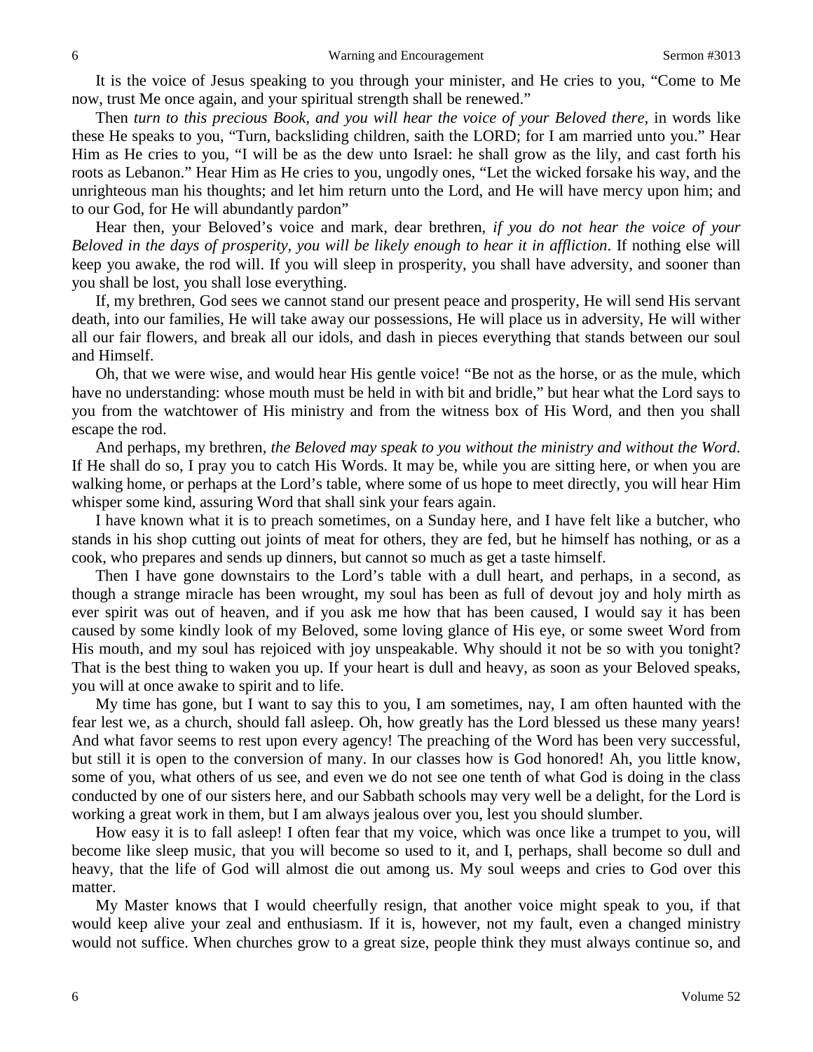It is the voice of Jesus speaking to you through your minister, and He cries to you, "Come to Me now, trust Me once again, and your spiritual strength shall be renewed."

Then *turn to this precious Book, and you will hear the voice of your Beloved there*, in words like these He speaks to you, "Turn, backsliding children, saith the LORD; for I am married unto you." Hear Him as He cries to you, "I will be as the dew unto Israel: he shall grow as the lily, and cast forth his roots as Lebanon." Hear Him as He cries to you, ungodly ones, "Let the wicked forsake his way, and the unrighteous man his thoughts; and let him return unto the Lord, and He will have mercy upon him; and to our God, for He will abundantly pardon"

Hear then, your Beloved's voice and mark, dear brethren, *if you do not hear the voice of your Beloved in the days of prosperity, you will be likely enough to hear it in affliction*. If nothing else will keep you awake, the rod will. If you will sleep in prosperity, you shall have adversity, and sooner than you shall be lost, you shall lose everything.

If, my brethren, God sees we cannot stand our present peace and prosperity, He will send His servant death, into our families, He will take away our possessions, He will place us in adversity, He will wither all our fair flowers, and break all our idols, and dash in pieces everything that stands between our soul and Himself.

Oh, that we were wise, and would hear His gentle voice! "Be not as the horse, or as the mule, which have no understanding: whose mouth must be held in with bit and bridle," but hear what the Lord says to you from the watchtower of His ministry and from the witness box of His Word, and then you shall escape the rod.

And perhaps, my brethren, *the Beloved may speak to you without the ministry and without the Word*. If He shall do so, I pray you to catch His Words. It may be, while you are sitting here, or when you are walking home, or perhaps at the Lord's table, where some of us hope to meet directly, you will hear Him whisper some kind, assuring Word that shall sink your fears again.

I have known what it is to preach sometimes, on a Sunday here, and I have felt like a butcher, who stands in his shop cutting out joints of meat for others, they are fed, but he himself has nothing, or as a cook, who prepares and sends up dinners, but cannot so much as get a taste himself.

Then I have gone downstairs to the Lord's table with a dull heart, and perhaps, in a second, as though a strange miracle has been wrought, my soul has been as full of devout joy and holy mirth as ever spirit was out of heaven, and if you ask me how that has been caused, I would say it has been caused by some kindly look of my Beloved, some loving glance of His eye, or some sweet Word from His mouth, and my soul has rejoiced with joy unspeakable. Why should it not be so with you tonight? That is the best thing to waken you up. If your heart is dull and heavy, as soon as your Beloved speaks, you will at once awake to spirit and to life.

My time has gone, but I want to say this to you, I am sometimes, nay, I am often haunted with the fear lest we, as a church, should fall asleep. Oh, how greatly has the Lord blessed us these many years! And what favor seems to rest upon every agency! The preaching of the Word has been very successful, but still it is open to the conversion of many. In our classes how is God honored! Ah, you little know, some of you, what others of us see, and even we do not see one tenth of what God is doing in the class conducted by one of our sisters here, and our Sabbath schools may very well be a delight, for the Lord is working a great work in them, but I am always jealous over you, lest you should slumber.

How easy it is to fall asleep! I often fear that my voice, which was once like a trumpet to you, will become like sleep music, that you will become so used to it, and I, perhaps, shall become so dull and heavy, that the life of God will almost die out among us. My soul weeps and cries to God over this matter.

My Master knows that I would cheerfully resign, that another voice might speak to you, if that would keep alive your zeal and enthusiasm. If it is, however, not my fault, even a changed ministry would not suffice. When churches grow to a great size, people think they must always continue so, and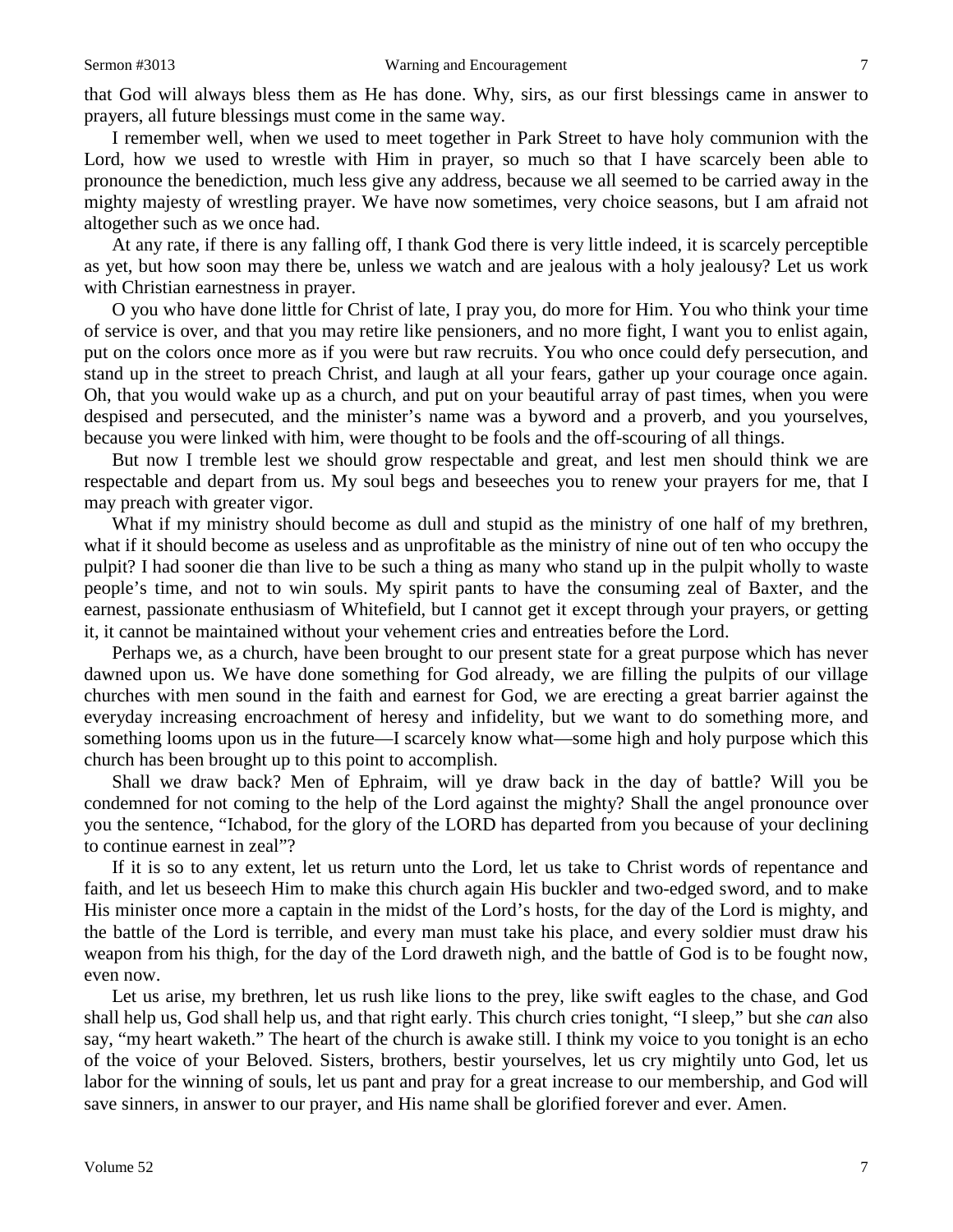that God will always bless them as He has done. Why, sirs, as our first blessings came in answer to prayers, all future blessings must come in the same way.

I remember well, when we used to meet together in Park Street to have holy communion with the Lord, how we used to wrestle with Him in prayer, so much so that I have scarcely been able to pronounce the benediction, much less give any address, because we all seemed to be carried away in the mighty majesty of wrestling prayer. We have now sometimes, very choice seasons, but I am afraid not altogether such as we once had.

At any rate, if there is any falling off, I thank God there is very little indeed, it is scarcely perceptible as yet, but how soon may there be, unless we watch and are jealous with a holy jealousy? Let us work with Christian earnestness in prayer.

O you who have done little for Christ of late, I pray you, do more for Him. You who think your time of service is over, and that you may retire like pensioners, and no more fight, I want you to enlist again, put on the colors once more as if you were but raw recruits. You who once could defy persecution, and stand up in the street to preach Christ, and laugh at all your fears, gather up your courage once again. Oh, that you would wake up as a church, and put on your beautiful array of past times, when you were despised and persecuted, and the minister's name was a byword and a proverb, and you yourselves, because you were linked with him, were thought to be fools and the off-scouring of all things.

But now I tremble lest we should grow respectable and great, and lest men should think we are respectable and depart from us. My soul begs and beseeches you to renew your prayers for me, that I may preach with greater vigor.

What if my ministry should become as dull and stupid as the ministry of one half of my brethren, what if it should become as useless and as unprofitable as the ministry of nine out of ten who occupy the pulpit? I had sooner die than live to be such a thing as many who stand up in the pulpit wholly to waste people's time, and not to win souls. My spirit pants to have the consuming zeal of Baxter, and the earnest, passionate enthusiasm of Whitefield, but I cannot get it except through your prayers, or getting it, it cannot be maintained without your vehement cries and entreaties before the Lord.

Perhaps we, as a church, have been brought to our present state for a great purpose which has never dawned upon us. We have done something for God already, we are filling the pulpits of our village churches with men sound in the faith and earnest for God, we are erecting a great barrier against the everyday increasing encroachment of heresy and infidelity, but we want to do something more, and something looms upon us in the future—I scarcely know what—some high and holy purpose which this church has been brought up to this point to accomplish.

Shall we draw back? Men of Ephraim, will ye draw back in the day of battle? Will you be condemned for not coming to the help of the Lord against the mighty? Shall the angel pronounce over you the sentence, "Ichabod, for the glory of the LORD has departed from you because of your declining to continue earnest in zeal"?

If it is so to any extent, let us return unto the Lord, let us take to Christ words of repentance and faith, and let us beseech Him to make this church again His buckler and two-edged sword, and to make His minister once more a captain in the midst of the Lord's hosts, for the day of the Lord is mighty, and the battle of the Lord is terrible, and every man must take his place, and every soldier must draw his weapon from his thigh, for the day of the Lord draweth nigh, and the battle of God is to be fought now, even now.

Let us arise, my brethren, let us rush like lions to the prey, like swift eagles to the chase, and God shall help us, God shall help us, and that right early. This church cries tonight, "I sleep," but she *can* also say, "my heart waketh." The heart of the church is awake still. I think my voice to you tonight is an echo of the voice of your Beloved. Sisters, brothers, bestir yourselves, let us cry mightily unto God, let us labor for the winning of souls, let us pant and pray for a great increase to our membership, and God will save sinners, in answer to our prayer, and His name shall be glorified forever and ever. Amen.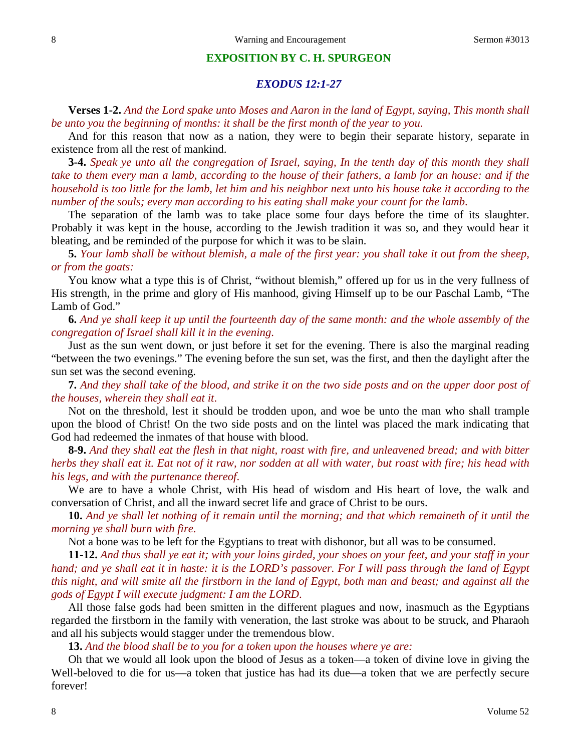## EXPOSITION BY C. H. SPURGEON

### *EXODUS 12:1-27*

**Verses 1-2.** *And the Lord spake unto Moses and Aaron in the land of Egypt, saying, This month shall be unto you the beginning of months: it shall be the first month of the year to you.*

And for this reason that now as a nation, they were to begin their separate history, separate in existence from all the rest of mankind.

**3-4.** *Speak ye unto all the congregation of Israel, saying, In the tenth day of this month they shall take to them every man a lamb, according to the house of their fathers, a lamb for an house: and if the household is too little for the lamb, let him and his neighbor next unto his house take it according to the number of the souls; every man according to his eating shall make your count for the lamb.*

The separation of the lamb was to take place some four days before the time of its slaughter. Probably it was kept in the house, according to the Jewish tradition it was so, and they would hear it bleating, and be reminded of the purpose for which it was to be slain.

**5.** *Your lamb shall be without blemish, a male of the first year: you shall take it out from the sheep, or from the goats:*

You know what a type this is of Christ, "without blemish," offered up for us in the very fullness of His strength, in the prime and glory of His manhood, giving Himself up to be our Paschal Lamb, "The Lamb of God."

**6.** *And ye shall keep it up until the fourteenth day of the same month: and the whole assembly of the congregation of Israel shall kill it in the evening.*

Just as the sun went down, or just before it set for the evening. There is also the marginal reading "between the two evenings." The evening before the sun set, was the first, and then the daylight after the sun set was the second evening.

**7.** *And they shall take of the blood, and strike it on the two side posts and on the upper door post of the houses, wherein they shall eat it.*

Not on the threshold, lest it should be trodden upon, and woe be unto the man who shall trample upon the blood of Christ! On the two side posts and on the lintel was placed the mark indicating that God had redeemed the inmates of that house with blood.

**8-9.** *And they shall eat the flesh in that night, roast with fire, and unleavened bread; and with bitter herbs they shall eat it. Eat not of it raw, nor sodden at all with water, but roast with fire; his head with his legs, and with the purtenance thereof.*

We are to have a whole Christ, with His head of wisdom and His heart of love, the walk and conversation of Christ, and all the inward secret life and grace of Christ to be ours.

**10.** *And ye shall let nothing of it remain until the morning; and that which remaineth of it until the morning ye shall burn with fire.*

Not a bone was to be left for the Egyptians to treat with dishonor, but all was to be consumed.

**11-12.** *And thus shall ye eat it; with your loins girded, your shoes on your feet, and your staff in your hand; and ye shall eat it in haste: it is the LORD's passover. For I will pass through the land of Egypt this night, and will smite all the firstborn in the land of Egypt, both man and beast; and against all the gods of Egypt I will execute judgment: I am the LORD.*

All those false gods had been smitten in the different plagues and now, inasmuch as the Egyptians regarded the firstborn in the family with veneration, the last stroke was about to be struck, and Pharaoh and all his subjects would stagger under the tremendous blow.

**13.** *And the blood shall be to you for a token upon the houses where ye are:*

Oh that we would all look upon the blood of Jesus as a token—a token of divine love in giving the Well-beloved to die for us—a token that justice has had its due—a token that we are perfectly secure forever!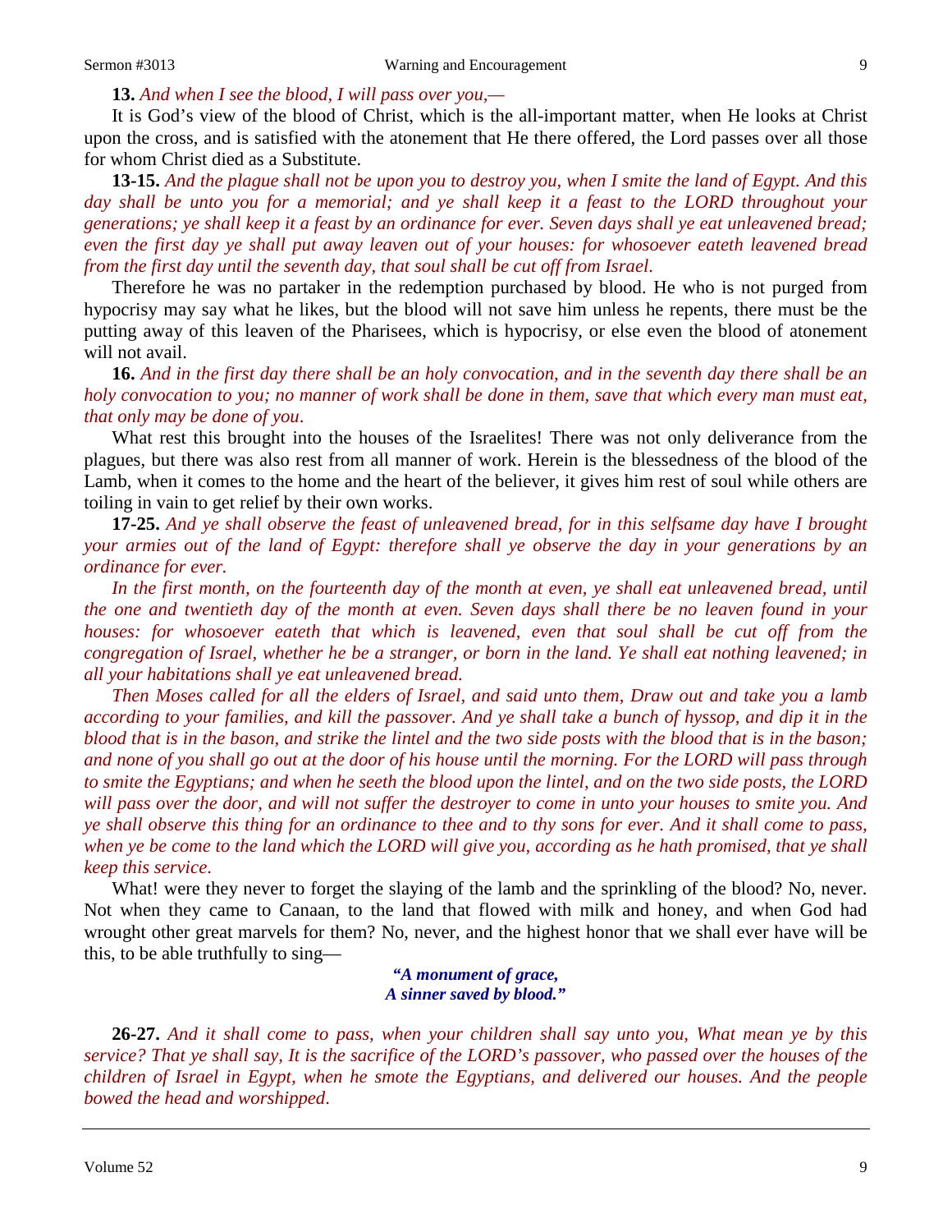**13.** *And when I see the blood, I will pass over you,—*

It is God's view of the blood of Christ, which is the all-important matter, when He looks at Christ upon the cross, and is satisfied with the atonement that He there offered, the Lord passes over all those for whom Christ died as a Substitute.

**13-15.** *And the plague shall not be upon you to destroy you, when I smite the land of Egypt. And this day shall be unto you for a memorial; and ye shall keep it a feast to the LORD throughout your generations; ye shall keep it a feast by an ordinance for ever. Seven days shall ye eat unleavened bread; even the first day ye shall put away leaven out of your houses: for whosoever eateth leavened bread from the first day until the seventh day, that soul shall be cut off from Israel.*

Therefore he was no partaker in the redemption purchased by blood. He who is not purged from hypocrisy may say what he likes, but the blood will not save him unless he repents, there must be the putting away of this leaven of the Pharisees, which is hypocrisy, or else even the blood of atonement will not avail.

**16.** *And in the first day there shall be an holy convocation, and in the seventh day there shall be an holy convocation to you; no manner of work shall be done in them, save that which every man must eat, that only may be done of you.*

What rest this brought into the houses of the Israelites! There was not only deliverance from the plagues, but there was also rest from all manner of work. Herein is the blessedness of the blood of the Lamb, when it comes to the home and the heart of the believer, it gives him rest of soul while others are toiling in vain to get relief by their own works.

**17-25.** *And ye shall observe the feast of unleavened bread, for in this selfsame day have I brought your armies out of the land of Egypt: therefore shall ye observe the day in your generations by an ordinance for ever.*

*In the first month, on the fourteenth day of the month at even, ye shall eat unleavened bread, until the one and twentieth day of the month at even. Seven days shall there be no leaven found in your houses: for whosoever eateth that which is leavened, even that soul shall be cut off from the congregation of Israel, whether he be a stranger, or born in the land. Ye shall eat nothing leavened; in all your habitations shall ye eat unleavened bread.*

*Then Moses called for all the elders of Israel, and said unto them, Draw out and take you a lamb according to your families, and kill the passover. And ye shall take a bunch of hyssop, and dip it in the blood that is in the bason, and strike the lintel and the two side posts with the blood that is in the bason; and none of you shall go out at the door of his house until the morning. For the LORD will pass through to smite the Egyptians; and when he seeth the blood upon the lintel, and on the two side posts, the LORD will pass over the door, and will not suffer the destroyer to come in unto your houses to smite you. And ye shall observe this thing for an ordinance to thee and to thy sons for ever. And it shall come to pass, when ye be come to the land which the LORD will give you, according as he hath promised, that ye shall keep this service.*

What! were they never to forget the slaying of the lamb and the sprinkling of the blood? No, never. Not when they came to Canaan, to the land that flowed with milk and honey, and when God had wrought other great marvels for them? No, never, and the highest honor that we shall ever have will be this, to be able truthfully to sing—

> ***"A monument of grace,***
> ***A sinner saved by blood."***

**26-27.** *And it shall come to pass, when your children shall say unto you, What mean ye by this service? That ye shall say, It is the sacrifice of the LORD's passover, who passed over the houses of the children of Israel in Egypt, when he smote the Egyptians, and delivered our houses. And the people bowed the head and worshipped.*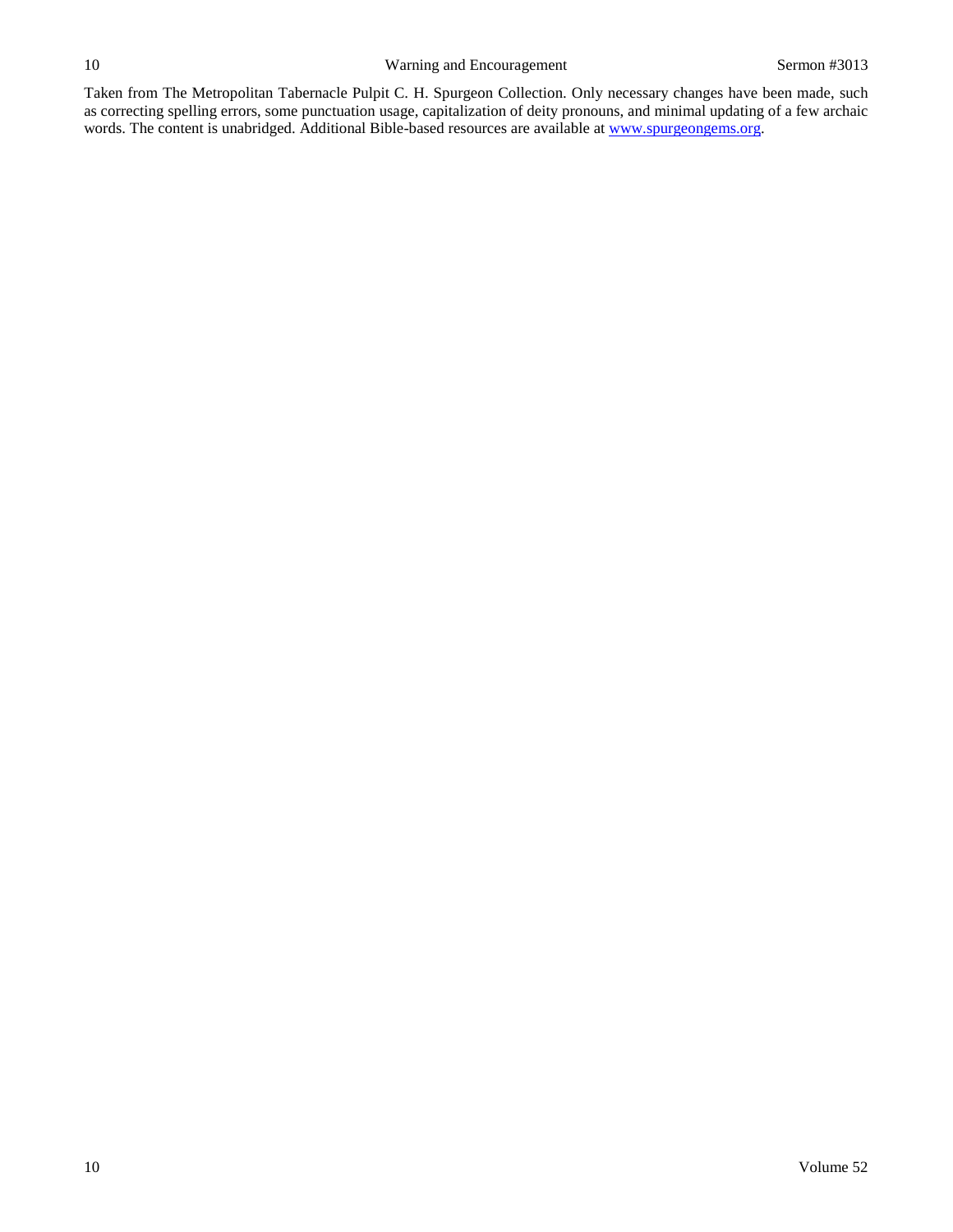Taken from The Metropolitan Tabernacle Pulpit C. H. Spurgeon Collection. Only necessary changes have been made, such as correcting spelling errors, some punctuation usage, capitalization of deity pronouns, and minimal updating of a few archaic words. The content is unabridged. Additional Bible-based resources are available at [www.spurgeongems.org](http://www.spurgeongems.org).